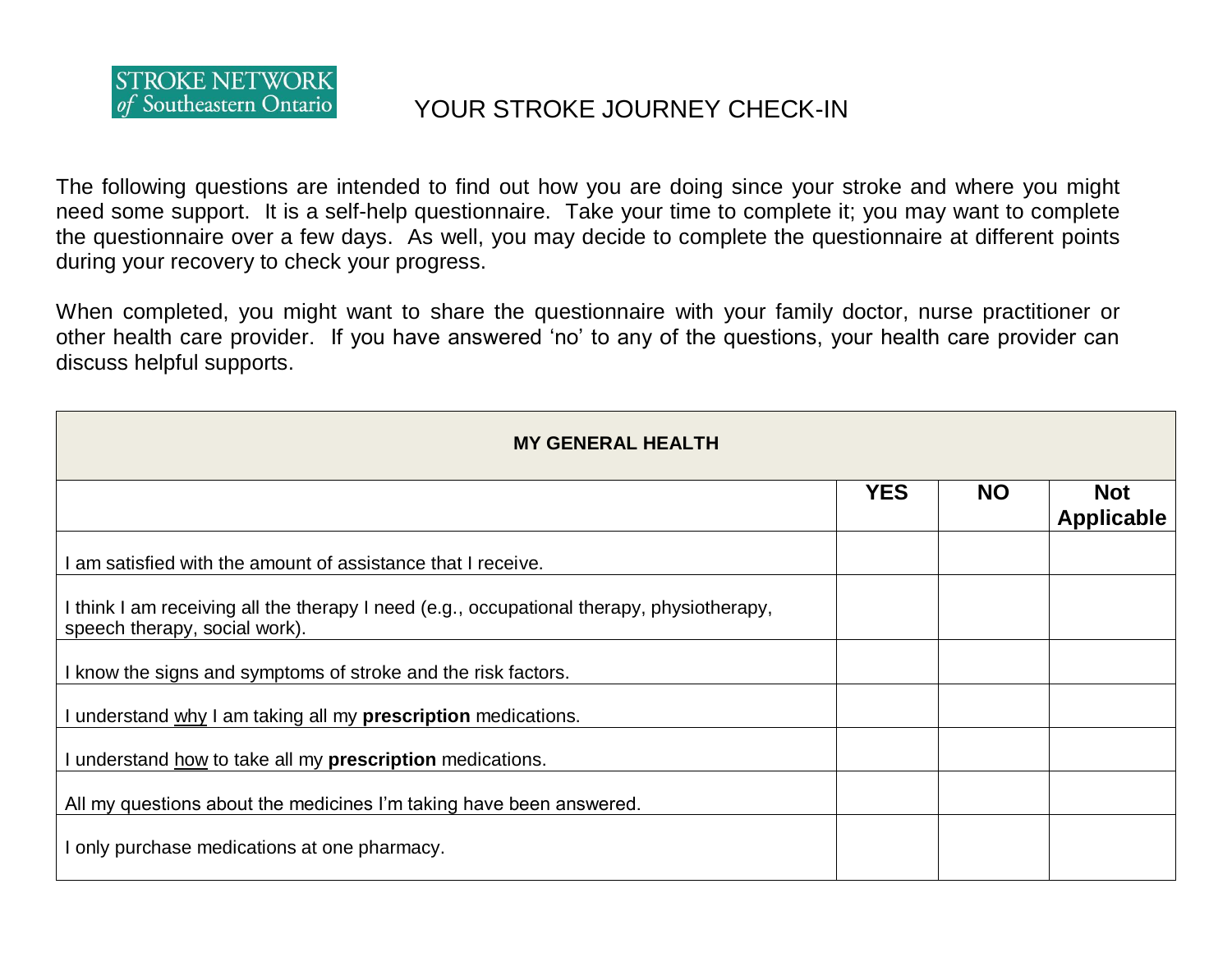STROKE NETWORK
*of* Southeastern Ontario

# YOUR STROKE JOURNEY CHECK-IN

The following questions are intended to find out how you are doing since your stroke and where you might need some support. It is a self-help questionnaire. Take your time to complete it; you may want to complete the questionnaire over a few days. As well, you may decide to complete the questionnaire at different points during your recovery to check your progress.

When completed, you might want to share the questionnaire with your family doctor, nurse practitioner or other health care provider. If you have answered 'no' to any of the questions, your health care provider can discuss helpful supports.

| **MY GENERAL HEALTH** | | | |
|---|---|---|---|
| | **YES** | **NO** | **Not Applicable** |
| I am satisfied with the amount of assistance that I receive. | | | |
| I think I am receiving all the therapy I need (e.g., occupational therapy, physiotherapy, speech therapy, social work). | | | |
| I know the signs and symptoms of stroke and the risk factors. | | | |
| I understand <u>why</u> I am taking all my **prescription** medications. | | | |
| I understand <u>how</u> to take all my **prescription** medications. | | | |
| All my questions about the medicines I'm taking have been answered. | | | |
| I only purchase medications at one pharmacy. | | | |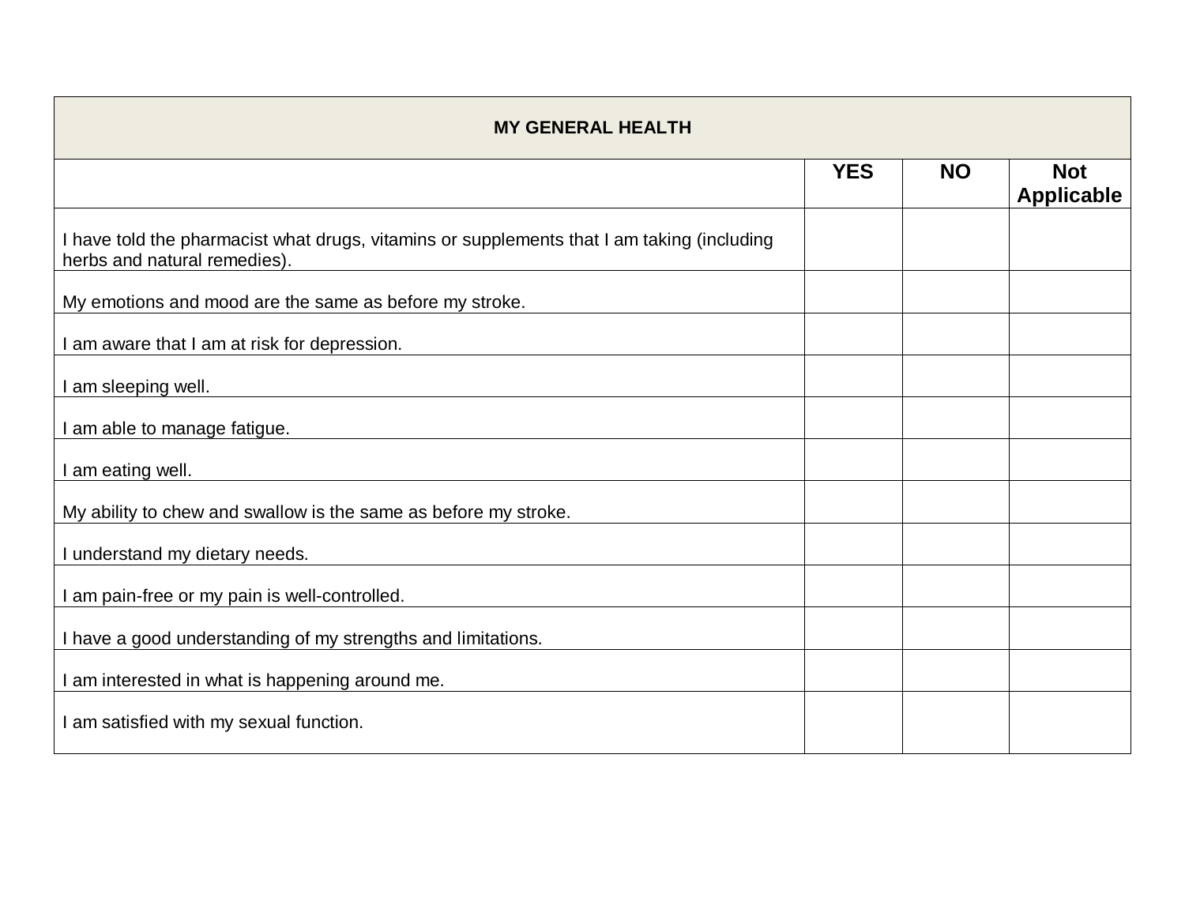| MY GENERAL HEALTH | | | |
|---|---|---|---|
| | **YES** | **NO** | **Not Applicable** |
| I have told the pharmacist what drugs, vitamins or supplements that I am taking (including herbs and natural remedies). | | | |
| My emotions and mood are the same as before my stroke. | | | |
| I am aware that I am at risk for depression. | | | |
| I am sleeping well. | | | |
| I am able to manage fatigue. | | | |
| I am eating well. | | | |
| My ability to chew and swallow is the same as before my stroke. | | | |
| I understand my dietary needs. | | | |
| I am pain-free or my pain is well-controlled. | | | |
| I have a good understanding of my strengths and limitations. | | | |
| I am interested in what is happening around me. | | | |
| I am satisfied with my sexual function. | | | |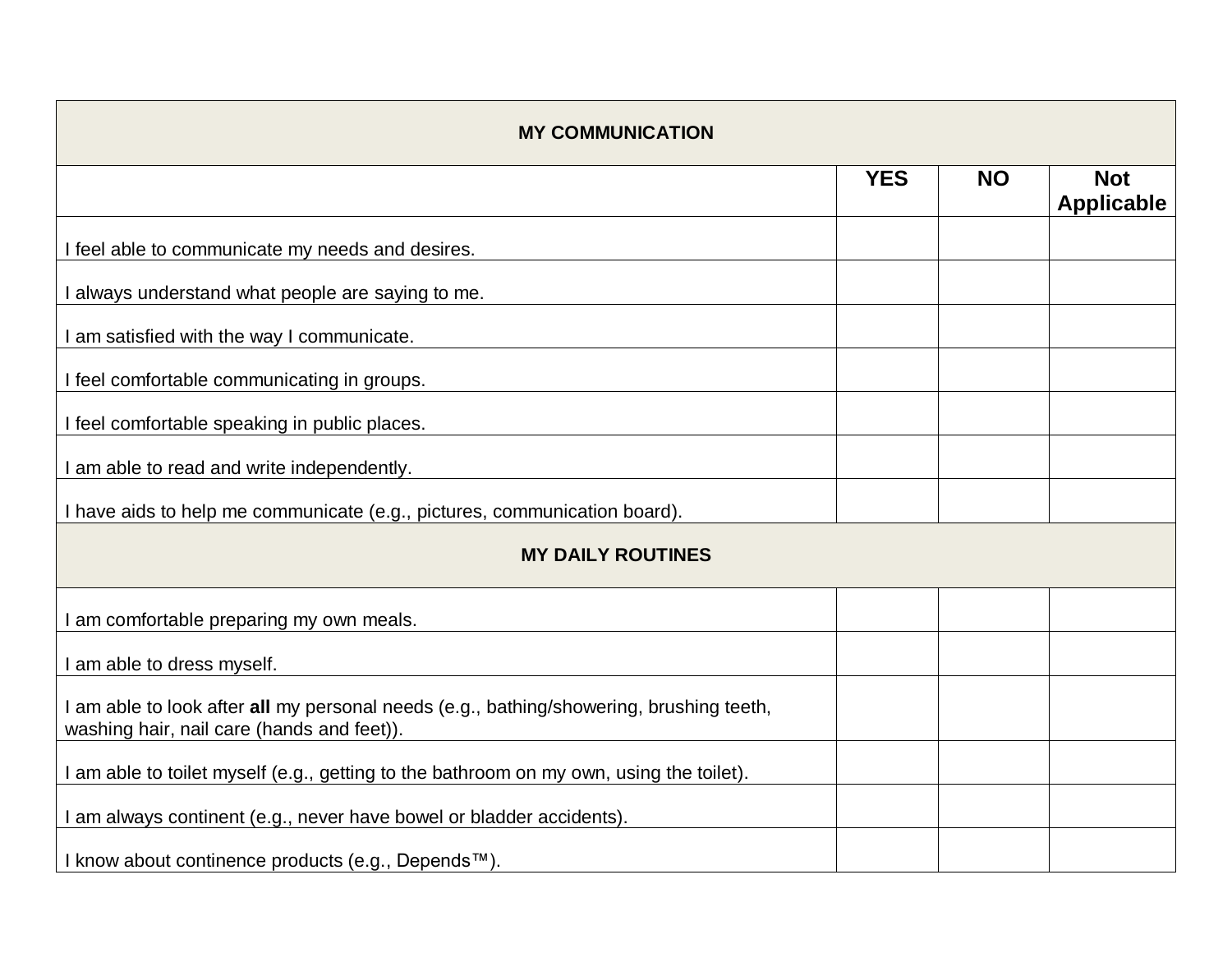| MY COMMUNICATION | | | |
|---|---|---|---|
| | **YES** | **NO** | **Not Applicable** |
| I feel able to communicate my needs and desires. | | | |
| I always understand what people are saying to me. | | | |
| I am satisfied with the way I communicate. | | | |
| I feel comfortable communicating in groups. | | | |
| I feel comfortable speaking in public places. | | | |
| I am able to read and write independently. | | | |
| I have aids to help me communicate (e.g., pictures, communication board). | | | |
| **MY DAILY ROUTINES** | | | |
| I am comfortable preparing my own meals. | | | |
| I am able to dress myself. | | | |
| I am able to look after **all** my personal needs (e.g., bathing/showering, brushing teeth, washing hair, nail care (hands and feet)). | | | |
| I am able to toilet myself (e.g., getting to the bathroom on my own, using the toilet). | | | |
| I am always continent (e.g., never have bowel or bladder accidents). | | | |
| I know about continence products (e.g., Depends™). | | | |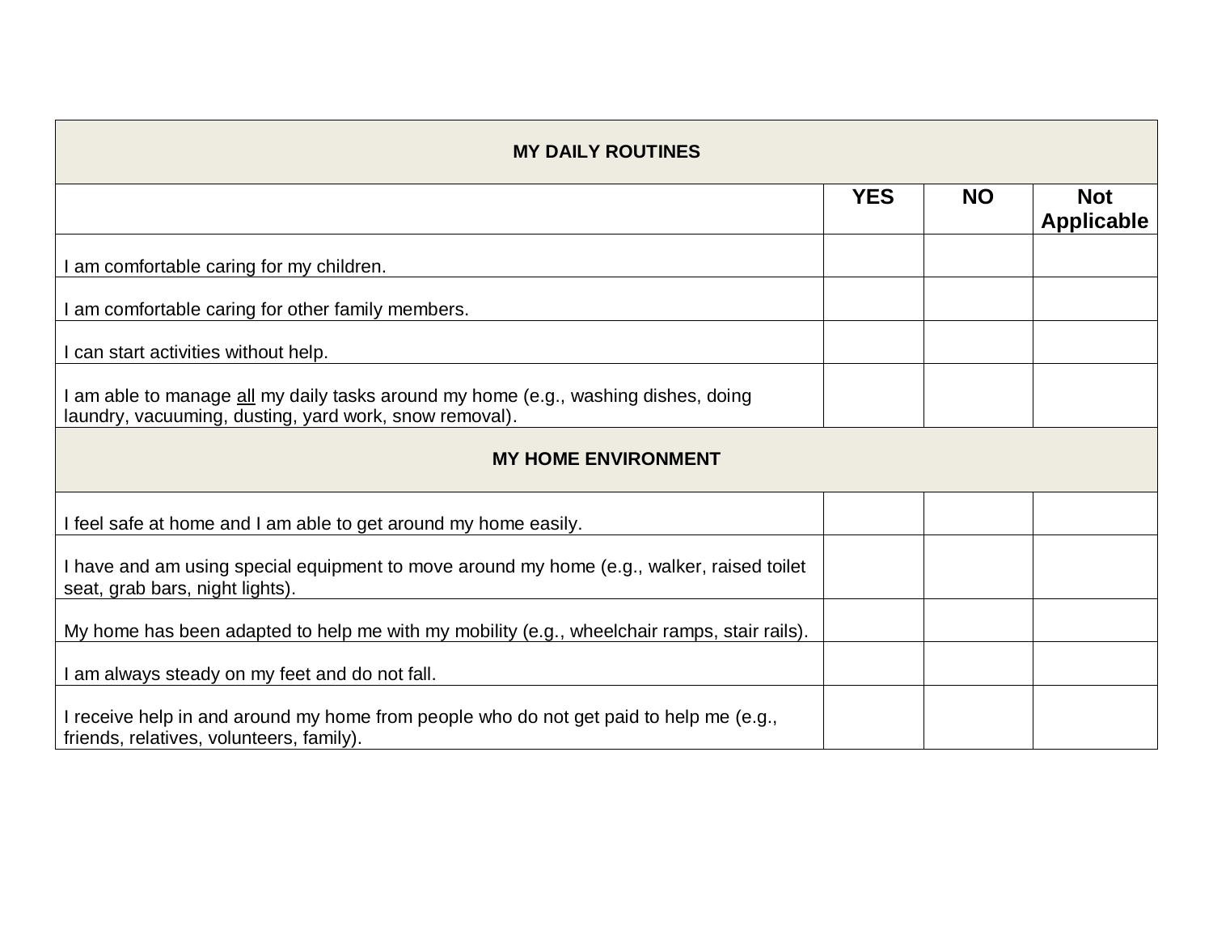| MY DAILY ROUTINES | | | |
|---|---|---|---|
| | **YES** | **NO** | **Not Applicable** |
| I am comfortable caring for my children. | | | |
| I am comfortable caring for other family members. | | | |
| I can start activities without help. | | | |
| I am able to manage <u>all</u> my daily tasks around my home (e.g., washing dishes, doing laundry, vacuuming, dusting, yard work, snow removal). | | | |
| **MY HOME ENVIRONMENT** | | | |
| I feel safe at home and I am able to get around my home easily. | | | |
| I have and am using special equipment to move around my home (e.g., walker, raised toilet seat, grab bars, night lights). | | | |
| My home has been adapted to help me with my mobility (e.g., wheelchair ramps, stair rails). | | | |
| I am always steady on my feet and do not fall. | | | |
| I receive help in and around my home from people who do not get paid to help me (e.g., friends, relatives, volunteers, family). | | | |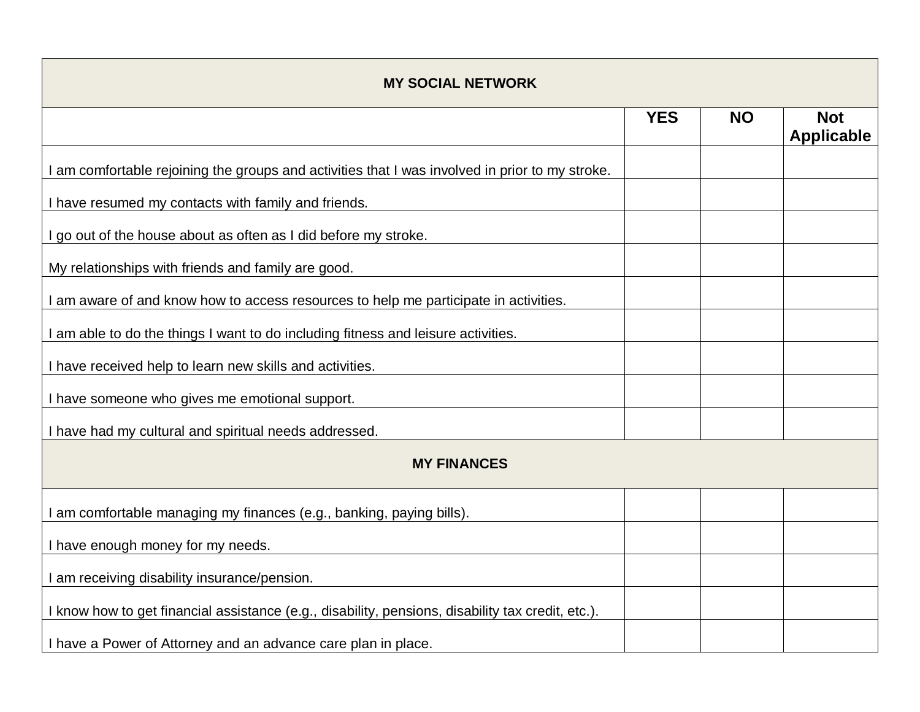| MY SOCIAL NETWORK | | | |
|---|---|---|---|
| | **YES** | **NO** | **Not Applicable** |
| I am comfortable rejoining the groups and activities that I was involved in prior to my stroke. | | | |
| I have resumed my contacts with family and friends. | | | |
| I go out of the house about as often as I did before my stroke. | | | |
| My relationships with friends and family are good. | | | |
| I am aware of and know how to access resources to help me participate in activities. | | | |
| I am able to do the things I want to do including fitness and leisure activities. | | | |
| I have received help to learn new skills and activities. | | | |
| I have someone who gives me emotional support. | | | |
| I have had my cultural and spiritual needs addressed. | | | |
| **MY FINANCES** | | | |
| I am comfortable managing my finances (e.g., banking, paying bills). | | | |
| I have enough money for my needs. | | | |
| I am receiving disability insurance/pension. | | | |
| I know how to get financial assistance (e.g., disability, pensions, disability tax credit, etc.). | | | |
| I have a Power of Attorney and an advance care plan in place. | | | |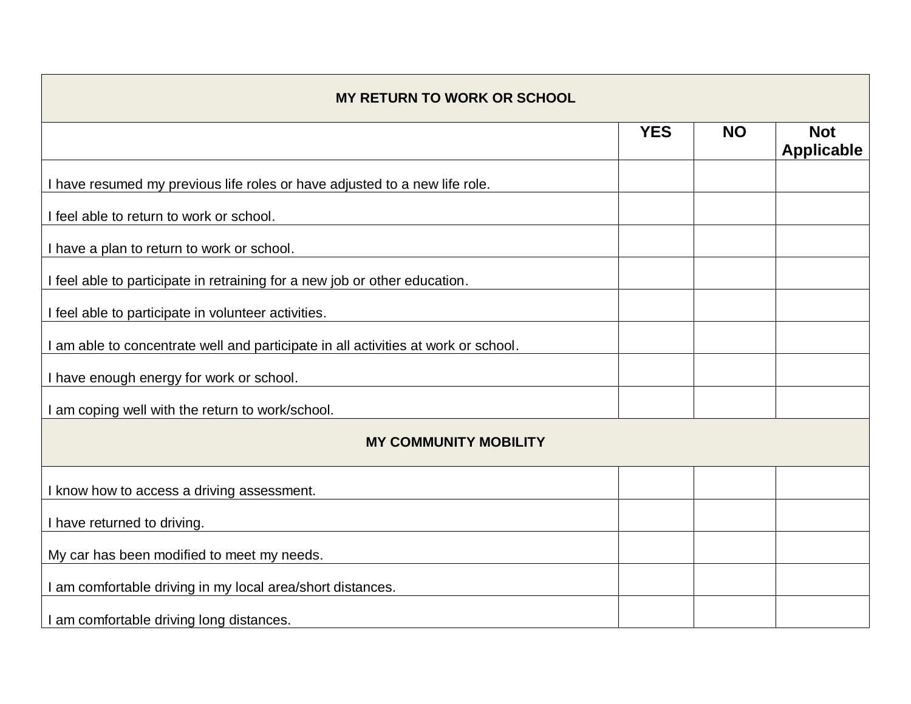| MY RETURN TO WORK OR SCHOOL | | | |
|---|---|---|---|
| | **YES** | **NO** | **Not Applicable** |
| I have resumed my previous life roles or have adjusted to a new life role. | | | |
| I feel able to return to work or school. | | | |
| I have a plan to return to work or school. | | | |
| I feel able to participate in retraining for a new job or other education. | | | |
| I feel able to participate in volunteer activities. | | | |
| I am able to concentrate well and participate in all activities at work or school. | | | |
| I have enough energy for work or school. | | | |
| I am coping well with the return to work/school. | | | |
| **MY COMMUNITY MOBILITY** | | | |
| I know how to access a driving assessment. | | | |
| I have returned to driving. | | | |
| My car has been modified to meet my needs. | | | |
| I am comfortable driving in my local area/short distances. | | | |
| I am comfortable driving long distances. | | | |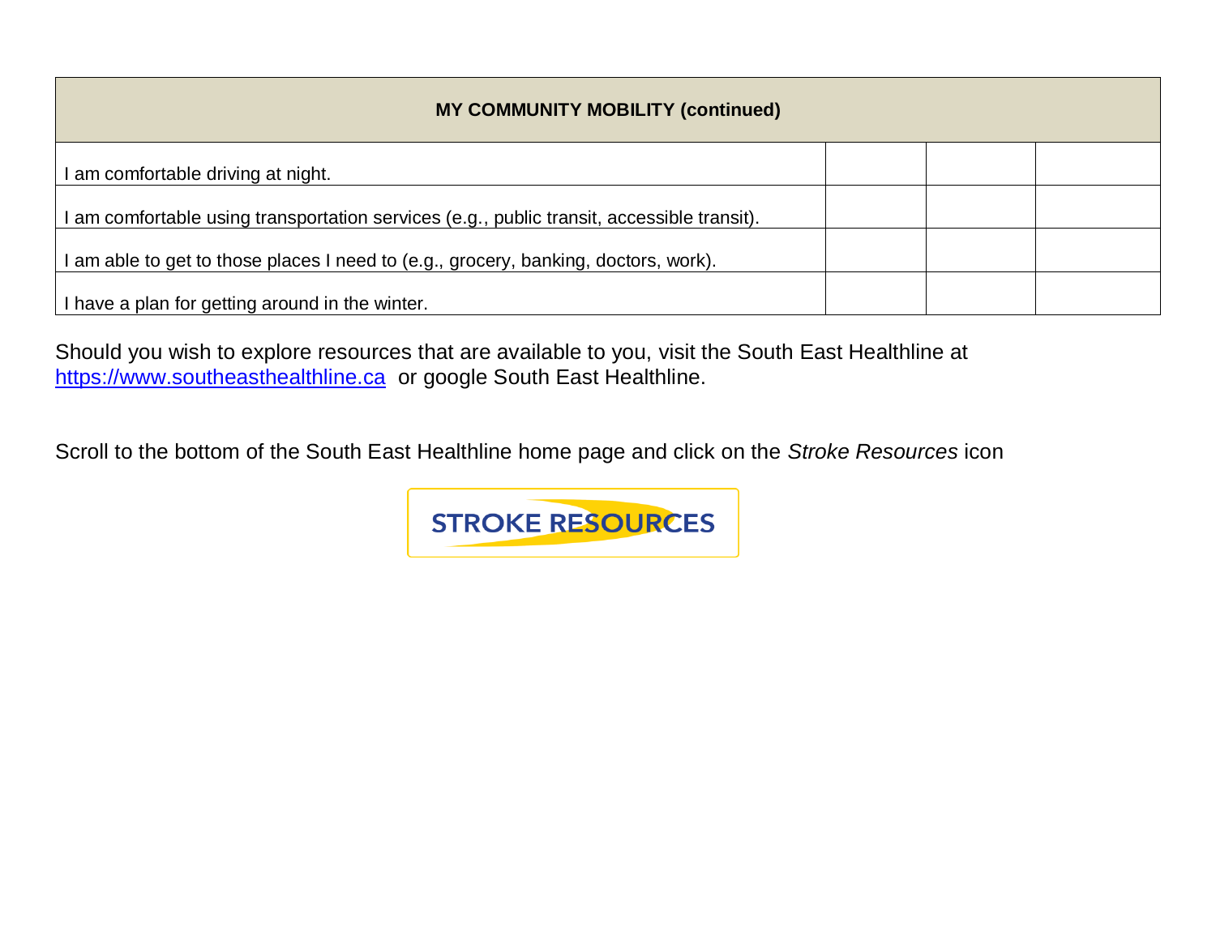| MY COMMUNITY MOBILITY (continued) | | | |
|---|---|---|---|
| I am comfortable driving at night. | | | |
| I am comfortable using transportation services (e.g., public transit, accessible transit). | | | |
| I am able to get to those places I need to (e.g., grocery, banking, doctors, work). | | | |
| I have a plan for getting around in the winter. | | | |

Should you wish to explore resources that are available to you, visit the South East Healthline at https://www.southeasthealthline.ca or google South East Healthline.

Scroll to the bottom of the South East Healthline home page and click on the *Stroke Resources* icon

STROKE RESOURCES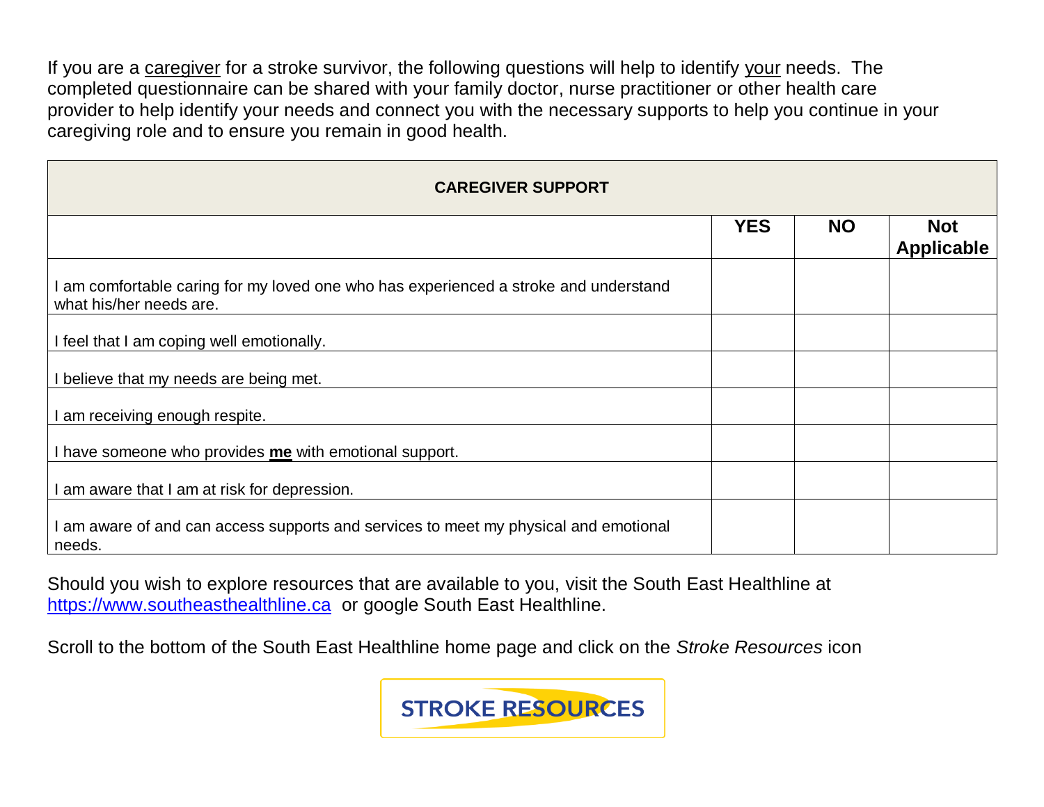If you are a caregiver for a stroke survivor, the following questions will help to identify your needs. The completed questionnaire can be shared with your family doctor, nurse practitioner or other health care provider to help identify your needs and connect you with the necessary supports to help you continue in your caregiving role and to ensure you remain in good health.

| CAREGIVER SUPPORT | | | |
|---|---|---|---|
| | **YES** | **NO** | **Not Applicable** |
| I am comfortable caring for my loved one who has experienced a stroke and understand what his/her needs are. | | | |
| I feel that I am coping well emotionally. | | | |
| I believe that my needs are being met. | | | |
| I am receiving enough respite. | | | |
| I have someone who provides **me** with emotional support. | | | |
| I am aware that I am at risk for depression. | | | |
| I am aware of and can access supports and services to meet my physical and emotional needs. | | | |

Should you wish to explore resources that are available to you, visit the South East Healthline at https://www.southeasthealthline.ca or google South East Healthline.

Scroll to the bottom of the South East Healthline home page and click on the *Stroke Resources* icon

STROKE RESOURCES